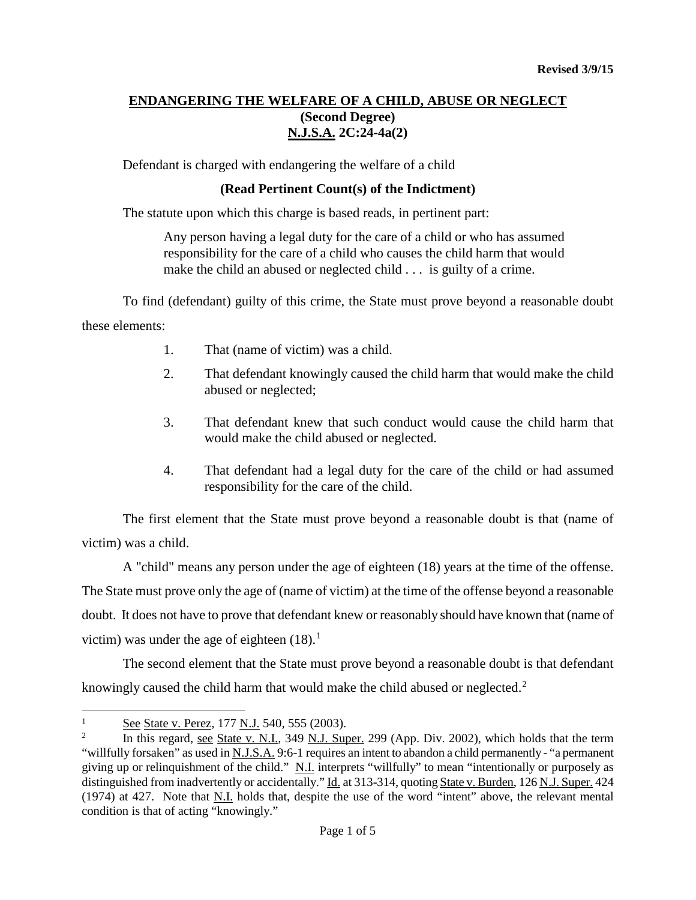**Revised 3/9/15**

# ENDANGERING THE WELFARE OF A CHILD, ABUSE OR NEGLECT
## (Second Degree)
## N.J.S.A. 2C:24-4a(2)

Defendant is charged with endangering the welfare of a child

**(Read Pertinent Count(s) of the Indictment)**

The statute upon which this charge is based reads, in pertinent part:

> Any person having a legal duty for the care of a child or who has assumed responsibility for the care of a child who causes the child harm that would make the child an abused or neglected child . . . is guilty of a crime.

To find (defendant) guilty of this crime, the State must prove beyond a reasonable doubt these elements:

1. That (name of victim) was a child.
2. That defendant knowingly caused the child harm that would make the child abused or neglected;
3. That defendant knew that such conduct would cause the child harm that would make the child abused or neglected.
4. That defendant had a legal duty for the care of the child or had assumed responsibility for the care of the child.

The first element that the State must prove beyond a reasonable doubt is that (name of victim) was a child.

A "child" means any person under the age of eighteen (18) years at the time of the offense. The State must prove only the age of (name of victim) at the time of the offense beyond a reasonable doubt. It does not have to prove that defendant knew or reasonably should have known that (name of victim) was under the age of eighteen (18).[1]

The second element that the State must prove beyond a reasonable doubt is that defendant knowingly caused the child harm that would make the child abused or neglected.[2]

---

[1] See State v. Perez, 177 N.J. 540, 555 (2003).

[2] In this regard, see State v. N.I., 349 N.J. Super. 299 (App. Div. 2002), which holds that the term "willfully forsaken" as used in N.J.S.A. 9:6-1 requires an intent to abandon a child permanently - "a permanent giving up or relinquishment of the child." N.I. interprets "willfully" to mean "intentionally or purposely as distinguished from inadvertently or accidentally." Id. at 313-314, quoting State v. Burden, 126 N.J. Super. 424 (1974) at 427. Note that N.I. holds that, despite the use of the word "intent" above, the relevant mental condition is that of acting "knowingly."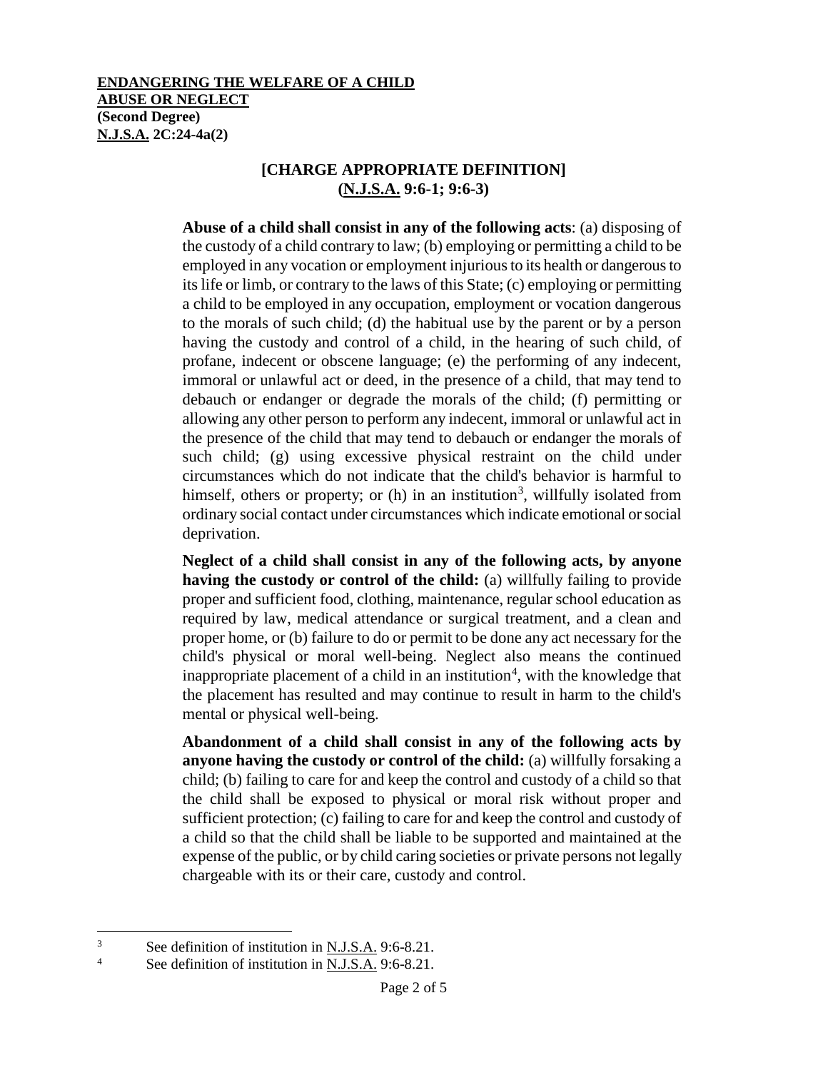**ENDANGERING THE WELFARE OF A CHILD**
**ABUSE OR NEGLECT**
**(Second Degree)**
**N.J.S.A. 2C:24-4a(2)**

**[CHARGE APPROPRIATE DEFINITION]**
**(N.J.S.A. 9:6-1; 9:6-3)**

**Abuse of a child shall consist in any of the following acts**: (a) disposing of the custody of a child contrary to law; (b) employing or permitting a child to be employed in any vocation or employment injurious to its health or dangerous to its life or limb, or contrary to the laws of this State; (c) employing or permitting a child to be employed in any occupation, employment or vocation dangerous to the morals of such child; (d) the habitual use by the parent or by a person having the custody and control of a child, in the hearing of such child, of profane, indecent or obscene language; (e) the performing of any indecent, immoral or unlawful act or deed, in the presence of a child, that may tend to debauch or endanger or degrade the morals of the child; (f) permitting or allowing any other person to perform any indecent, immoral or unlawful act in the presence of the child that may tend to debauch or endanger the morals of such child; (g) using excessive physical restraint on the child under circumstances which do not indicate that the child's behavior is harmful to himself, others or property; or (h) in an institution[3], willfully isolated from ordinary social contact under circumstances which indicate emotional or social deprivation.

**Neglect of a child shall consist in any of the following acts, by anyone having the custody or control of the child:** (a) willfully failing to provide proper and sufficient food, clothing, maintenance, regular school education as required by law, medical attendance or surgical treatment, and a clean and proper home, or (b) failure to do or permit to be done any act necessary for the child's physical or moral well-being. Neglect also means the continued inappropriate placement of a child in an institution[4], with the knowledge that the placement has resulted and may continue to result in harm to the child's mental or physical well-being.

**Abandonment of a child shall consist in any of the following acts by anyone having the custody or control of the child:** (a) willfully forsaking a child; (b) failing to care for and keep the control and custody of a child so that the child shall be exposed to physical or moral risk without proper and sufficient protection; (c) failing to care for and keep the control and custody of a child so that the child shall be liable to be supported and maintained at the expense of the public, or by child caring societies or private persons not legally chargeable with its or their care, custody and control.

---

[3] See definition of institution in N.J.S.A. 9:6-8.21.

[4] See definition of institution in N.J.S.A. 9:6-8.21.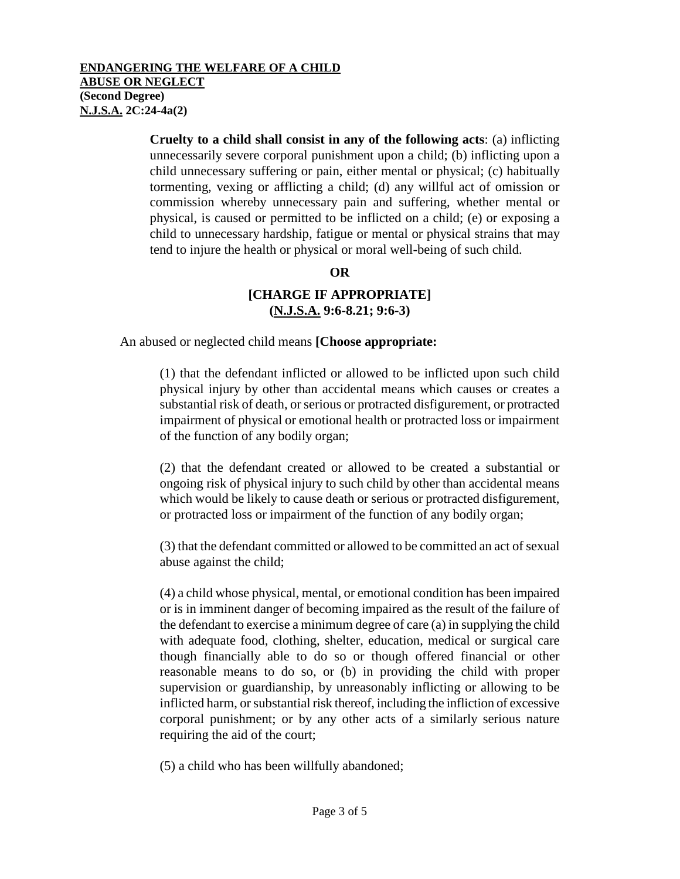**ENDANGERING THE WELFARE OF A CHILD**
**ABUSE OR NEGLECT**
**(Second Degree)**
**N.J.S.A. 2C:24-4a(2)**

> **Cruelty to a child shall consist in any of the following acts**: (a) inflicting unnecessarily severe corporal punishment upon a child; (b) inflicting upon a child unnecessary suffering or pain, either mental or physical; (c) habitually tormenting, vexing or afflicting a child; (d) any willful act of omission or commission whereby unnecessary pain and suffering, whether mental or physical, is caused or permitted to be inflicted on a child; (e) or exposing a child to unnecessary hardship, fatigue or mental or physical strains that may tend to injure the health or physical or moral well-being of such child.

**OR**

**[CHARGE IF APPROPRIATE]**
**(N.J.S.A. 9:6-8.21; 9:6-3)**

An abused or neglected child means **[Choose appropriate:**

> (1) that the defendant inflicted or allowed to be inflicted upon such child physical injury by other than accidental means which causes or creates a substantial risk of death, or serious or protracted disfigurement, or protracted impairment of physical or emotional health or protracted loss or impairment of the function of any bodily organ;
>
> (2) that the defendant created or allowed to be created a substantial or ongoing risk of physical injury to such child by other than accidental means which would be likely to cause death or serious or protracted disfigurement, or protracted loss or impairment of the function of any bodily organ;
>
> (3) that the defendant committed or allowed to be committed an act of sexual abuse against the child;
>
> (4) a child whose physical, mental, or emotional condition has been impaired or is in imminent danger of becoming impaired as the result of the failure of the defendant to exercise a minimum degree of care (a) in supplying the child with adequate food, clothing, shelter, education, medical or surgical care though financially able to do so or though offered financial or other reasonable means to do so, or (b) in providing the child with proper supervision or guardianship, by unreasonably inflicting or allowing to be inflicted harm, or substantial risk thereof, including the infliction of excessive corporal punishment; or by any other acts of a similarly serious nature requiring the aid of the court;
>
> (5) a child who has been willfully abandoned;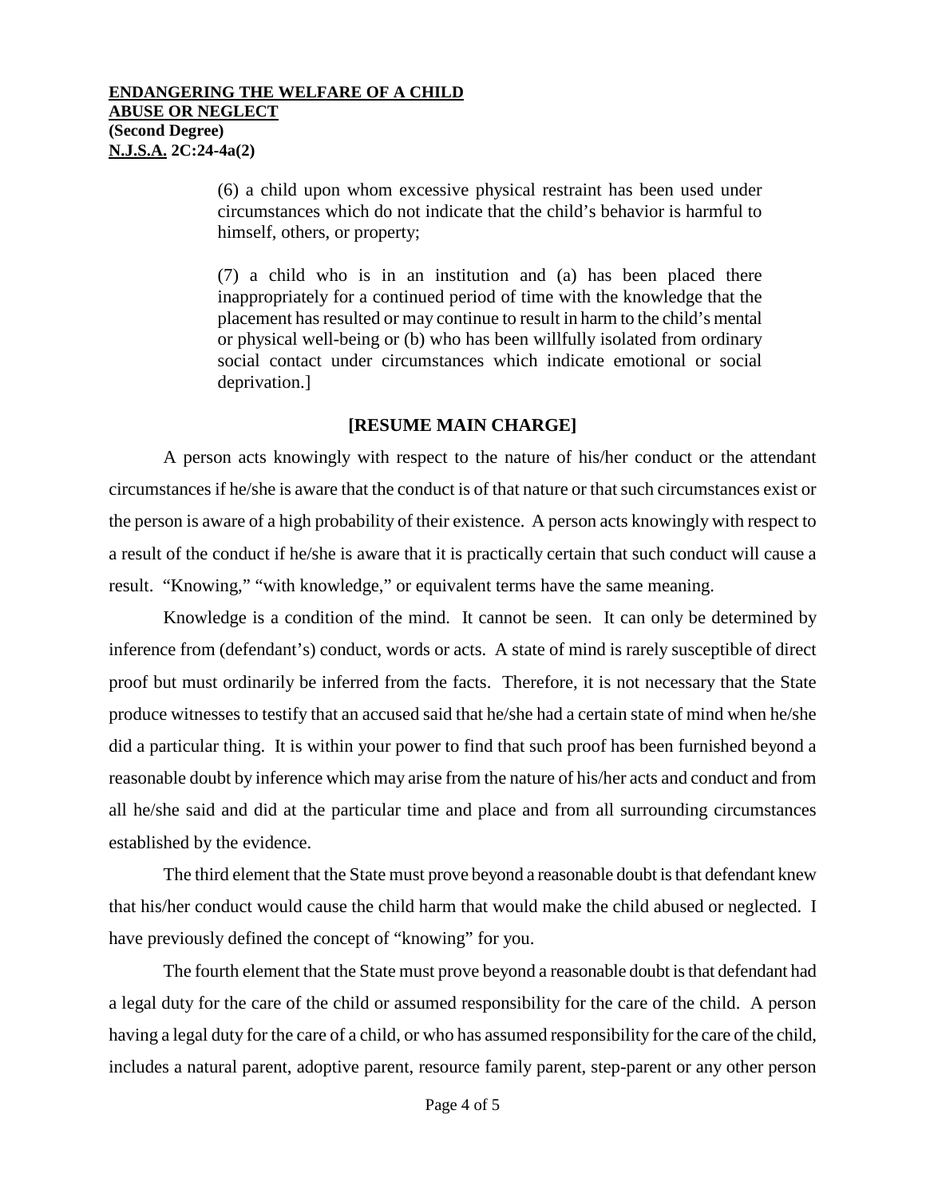(6) a child upon whom excessive physical restraint has been used under circumstances which do not indicate that the child's behavior is harmful to himself, others, or property;

(7) a child who is in an institution and (a) has been placed there inappropriately for a continued period of time with the knowledge that the placement has resulted or may continue to result in harm to the child's mental or physical well-being or (b) who has been willfully isolated from ordinary social contact under circumstances which indicate emotional or social deprivation.]

**[RESUME MAIN CHARGE]**

A person acts knowingly with respect to the nature of his/her conduct or the attendant circumstances if he/she is aware that the conduct is of that nature or that such circumstances exist or the person is aware of a high probability of their existence. A person acts knowingly with respect to a result of the conduct if he/she is aware that it is practically certain that such conduct will cause a result. "Knowing," "with knowledge," or equivalent terms have the same meaning.

Knowledge is a condition of the mind. It cannot be seen. It can only be determined by inference from (defendant's) conduct, words or acts. A state of mind is rarely susceptible of direct proof but must ordinarily be inferred from the facts. Therefore, it is not necessary that the State produce witnesses to testify that an accused said that he/she had a certain state of mind when he/she did a particular thing. It is within your power to find that such proof has been furnished beyond a reasonable doubt by inference which may arise from the nature of his/her acts and conduct and from all he/she said and did at the particular time and place and from all surrounding circumstances established by the evidence.

The third element that the State must prove beyond a reasonable doubt is that defendant knew that his/her conduct would cause the child harm that would make the child abused or neglected. I have previously defined the concept of "knowing" for you.

The fourth element that the State must prove beyond a reasonable doubt is that defendant had a legal duty for the care of the child or assumed responsibility for the care of the child. A person having a legal duty for the care of a child, or who has assumed responsibility for the care of the child, includes a natural parent, adoptive parent, resource family parent, step-parent or any other person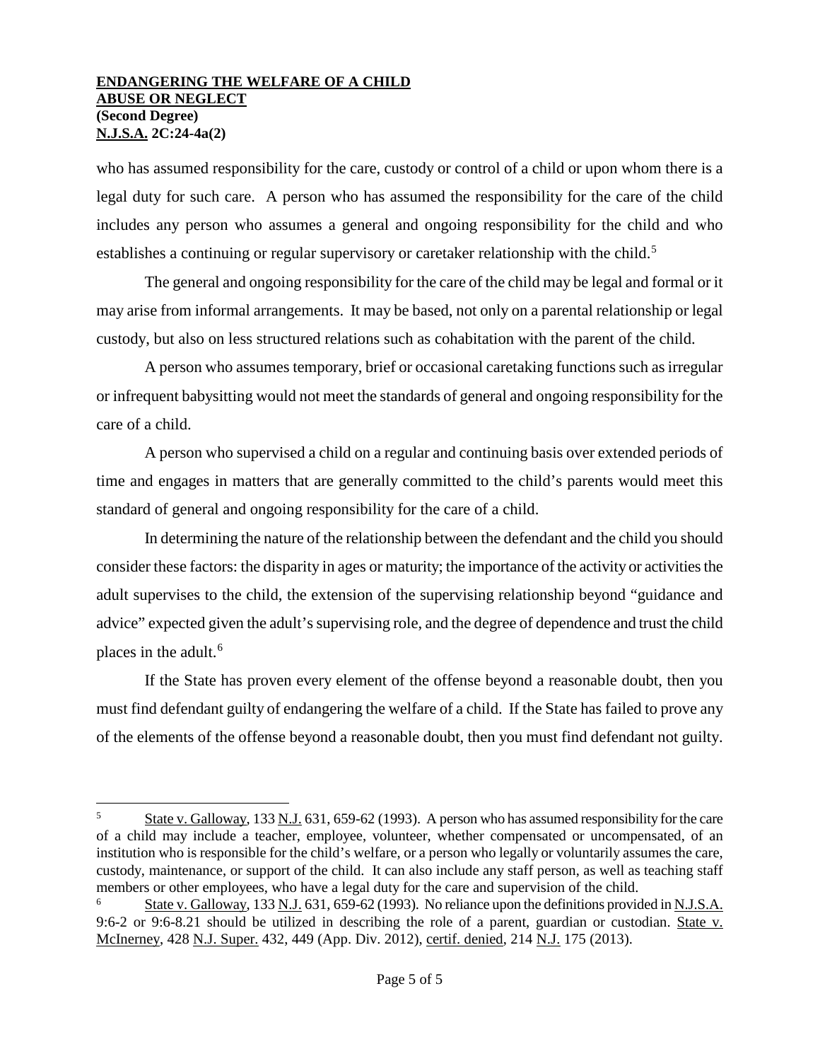who has assumed responsibility for the care, custody or control of a child or upon whom there is a legal duty for such care. A person who has assumed the responsibility for the care of the child includes any person who assumes a general and ongoing responsibility for the child and who establishes a continuing or regular supervisory or caretaker relationship with the child.[5]

The general and ongoing responsibility for the care of the child may be legal and formal or it may arise from informal arrangements. It may be based, not only on a parental relationship or legal custody, but also on less structured relations such as cohabitation with the parent of the child.

A person who assumes temporary, brief or occasional caretaking functions such as irregular or infrequent babysitting would not meet the standards of general and ongoing responsibility for the care of a child.

A person who supervised a child on a regular and continuing basis over extended periods of time and engages in matters that are generally committed to the child's parents would meet this standard of general and ongoing responsibility for the care of a child.

In determining the nature of the relationship between the defendant and the child you should consider these factors: the disparity in ages or maturity; the importance of the activity or activities the adult supervises to the child, the extension of the supervising relationship beyond "guidance and advice" expected given the adult's supervising role, and the degree of dependence and trust the child places in the adult.[6]

If the State has proven every element of the offense beyond a reasonable doubt, then you must find defendant guilty of endangering the welfare of a child. If the State has failed to prove any of the elements of the offense beyond a reasonable doubt, then you must find defendant not guilty.

---

[5] State v. Galloway, 133 N.J. 631, 659-62 (1993). A person who has assumed responsibility for the care of a child may include a teacher, employee, volunteer, whether compensated or uncompensated, of an institution who is responsible for the child's welfare, or a person who legally or voluntarily assumes the care, custody, maintenance, or support of the child. It can also include any staff person, as well as teaching staff members or other employees, who have a legal duty for the care and supervision of the child.

[6] State v. Galloway, 133 N.J. 631, 659-62 (1993). No reliance upon the definitions provided in N.J.S.A. 9:6-2 or 9:6-8.21 should be utilized in describing the role of a parent, guardian or custodian. State v. McInerney, 428 N.J. Super. 432, 449 (App. Div. 2012), certif. denied, 214 N.J. 175 (2013).